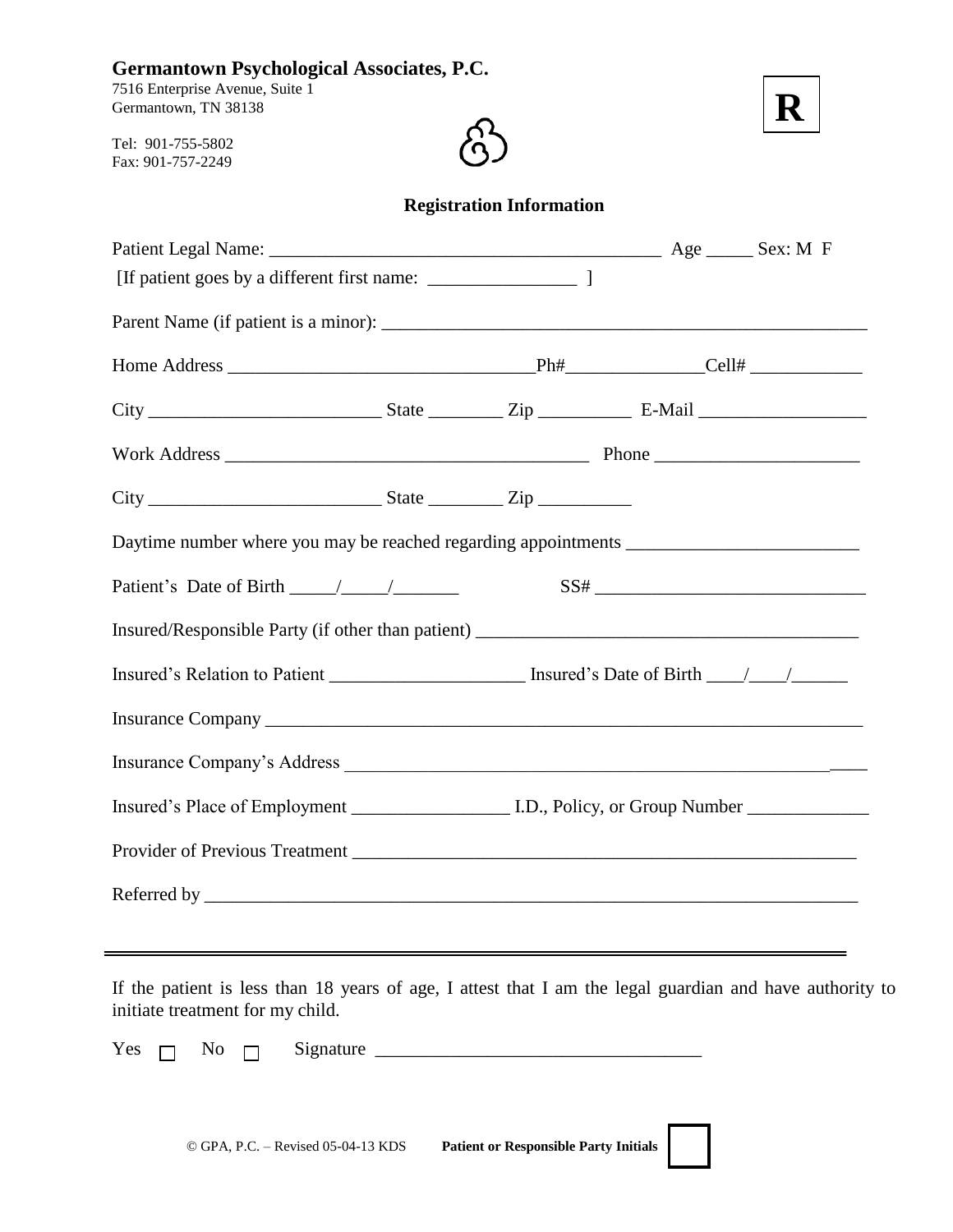**Germantown Psychological Associates, P.C.**
7516 Enterprise Avenue, Suite 1
Germantown, TN 38138

Tel: 901-755-5802
Fax: 901-757-2249

**R**

## Registration Information

Patient Legal Name: ________________________________________ Age _____ Sex: M F

[If patient goes by a different first name: _______________ ]

Parent Name (if patient is a minor): ________________________________________________

Home Address ______________________________Ph#_____________Cell# ___________

City _______________________ State ________ Zip __________ E-Mail ________________

Work Address ____________________________________ Phone ____________________

City _______________________ State ________ Zip __________

Daytime number where you may be reached regarding appointments _______________________

Patient's Date of Birth _____/_____/_______ SS# ___________________________

Insured/Responsible Party (if other than patient) ______________________________________

Insured's Relation to Patient ____________________ Insured's Date of Birth ____/____/______

Insurance Company _____________________________________________________________

Insurance Company's Address ____________________________________________________

Insured's Place of Employment ________________ I.D., Policy, or Group Number ____________

Provider of Previous Treatment ___________________________________________________

Referred by __________________________________________________________________

---

If the patient is less than 18 years of age, I attest that I am the legal guardian and have authority to initiate treatment for my child.

Yes ☐ No ☐ Signature ________________________________

© GPA, P.C. – Revised 05-04-13 KDS **Patient or Responsible Party Initials** ☐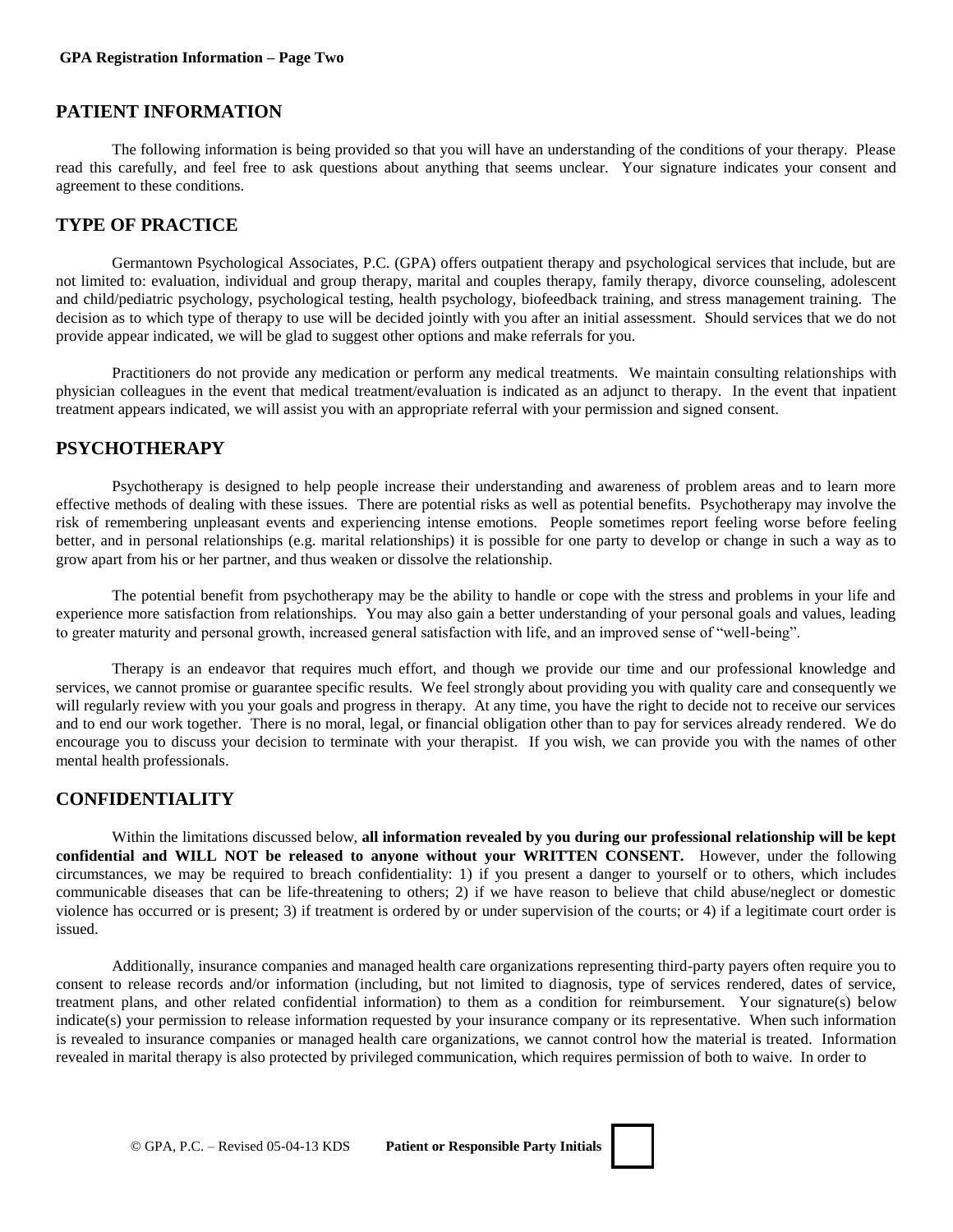## PATIENT INFORMATION

The following information is being provided so that you will have an understanding of the conditions of your therapy. Please read this carefully, and feel free to ask questions about anything that seems unclear. Your signature indicates your consent and agreement to these conditions.

## TYPE OF PRACTICE

Germantown Psychological Associates, P.C. (GPA) offers outpatient therapy and psychological services that include, but are not limited to: evaluation, individual and group therapy, marital and couples therapy, family therapy, divorce counseling, adolescent and child/pediatric psychology, psychological testing, health psychology, biofeedback training, and stress management training. The decision as to which type of therapy to use will be decided jointly with you after an initial assessment. Should services that we do not provide appear indicated, we will be glad to suggest other options and make referrals for you.

Practitioners do not provide any medication or perform any medical treatments. We maintain consulting relationships with physician colleagues in the event that medical treatment/evaluation is indicated as an adjunct to therapy. In the event that inpatient treatment appears indicated, we will assist you with an appropriate referral with your permission and signed consent.

## PSYCHOTHERAPY

Psychotherapy is designed to help people increase their understanding and awareness of problem areas and to learn more effective methods of dealing with these issues. There are potential risks as well as potential benefits. Psychotherapy may involve the risk of remembering unpleasant events and experiencing intense emotions. People sometimes report feeling worse before feeling better, and in personal relationships (e.g. marital relationships) it is possible for one party to develop or change in such a way as to grow apart from his or her partner, and thus weaken or dissolve the relationship.

The potential benefit from psychotherapy may be the ability to handle or cope with the stress and problems in your life and experience more satisfaction from relationships. You may also gain a better understanding of your personal goals and values, leading to greater maturity and personal growth, increased general satisfaction with life, and an improved sense of "well-being".

Therapy is an endeavor that requires much effort, and though we provide our time and our professional knowledge and services, we cannot promise or guarantee specific results. We feel strongly about providing you with quality care and consequently we will regularly review with you your goals and progress in therapy. At any time, you have the right to decide not to receive our services and to end our work together. There is no moral, legal, or financial obligation other than to pay for services already rendered. We do encourage you to discuss your decision to terminate with your therapist. If you wish, we can provide you with the names of other mental health professionals.

## CONFIDENTIALITY

Within the limitations discussed below, **all information revealed by you during our professional relationship will be kept confidential and WILL NOT be released to anyone without your WRITTEN CONSENT.** However, under the following circumstances, we may be required to breach confidentiality: 1) if you present a danger to yourself or to others, which includes communicable diseases that can be life-threatening to others; 2) if we have reason to believe that child abuse/neglect or domestic violence has occurred or is present; 3) if treatment is ordered by or under supervision of the courts; or 4) if a legitimate court order is issued.

Additionally, insurance companies and managed health care organizations representing third-party payers often require you to consent to release records and/or information (including, but not limited to diagnosis, type of services rendered, dates of service, treatment plans, and other related confidential information) to them as a condition for reimbursement. Your signature(s) below indicate(s) your permission to release information requested by your insurance company or its representative. When such information is revealed to insurance companies or managed health care organizations, we cannot control how the material is treated. Information revealed in marital therapy is also protected by privileged communication, which requires permission of both to waive. In order to

© GPA, P.C. – Revised 05-04-13 KDS **Patient or Responsible Party Initials**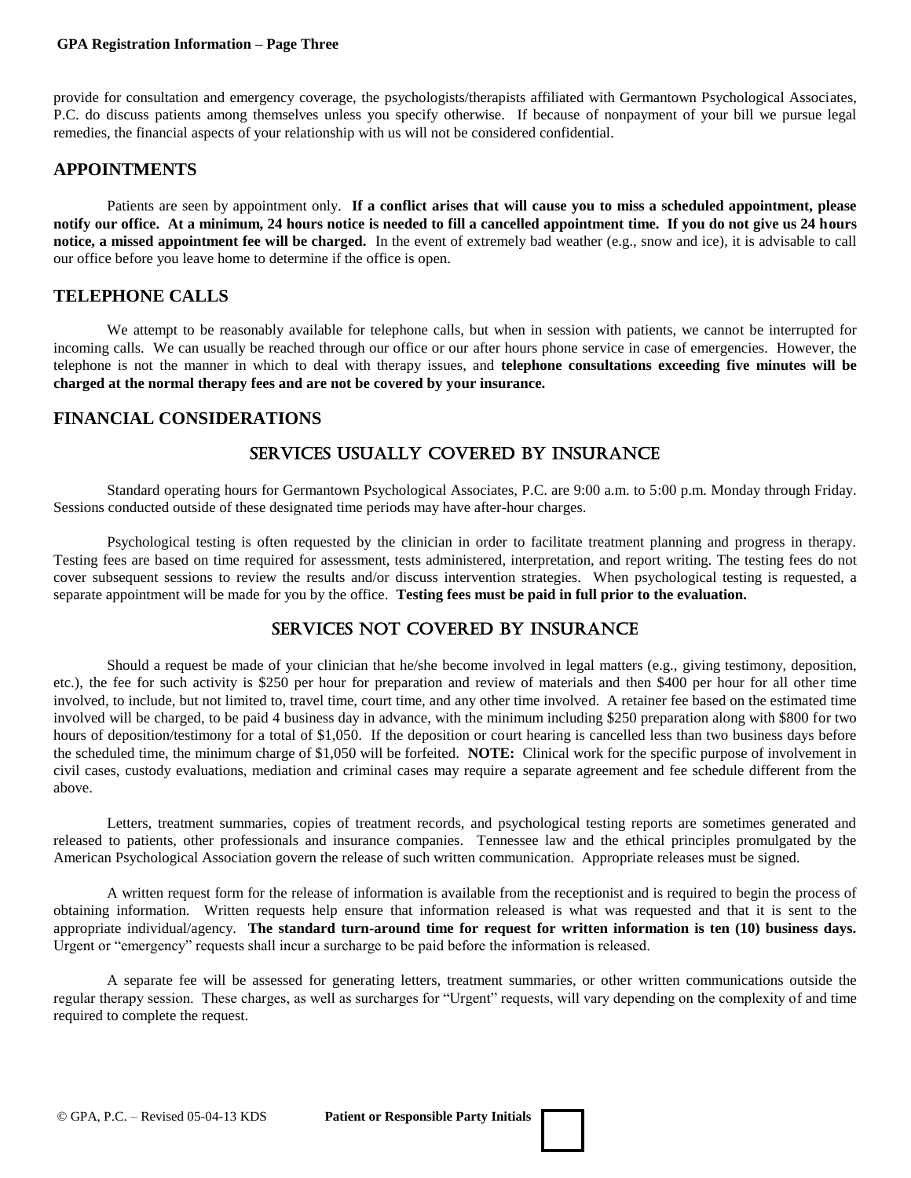provide for consultation and emergency coverage, the psychologists/therapists affiliated with Germantown Psychological Associates, P.C. do discuss patients among themselves unless you specify otherwise. If because of nonpayment of your bill we pursue legal remedies, the financial aspects of your relationship with us will not be considered confidential.

## APPOINTMENTS

Patients are seen by appointment only. **If a conflict arises that will cause you to miss a scheduled appointment, please notify our office. At a minimum, 24 hours notice is needed to fill a cancelled appointment time. If you do not give us 24 hours notice, a missed appointment fee will be charged.** In the event of extremely bad weather (e.g., snow and ice), it is advisable to call our office before you leave home to determine if the office is open.

## TELEPHONE CALLS

We attempt to be reasonably available for telephone calls, but when in session with patients, we cannot be interrupted for incoming calls. We can usually be reached through our office or our after hours phone service in case of emergencies. However, the telephone is not the manner in which to deal with therapy issues, and **telephone consultations exceeding five minutes will be charged at the normal therapy fees and are not be covered by your insurance.**

## FINANCIAL CONSIDERATIONS

### SERVICES USUALLY COVERED BY INSURANCE

Standard operating hours for Germantown Psychological Associates, P.C. are 9:00 a.m. to 5:00 p.m. Monday through Friday. Sessions conducted outside of these designated time periods may have after-hour charges.

Psychological testing is often requested by the clinician in order to facilitate treatment planning and progress in therapy. Testing fees are based on time required for assessment, tests administered, interpretation, and report writing. The testing fees do not cover subsequent sessions to review the results and/or discuss intervention strategies. When psychological testing is requested, a separate appointment will be made for you by the office. **Testing fees must be paid in full prior to the evaluation.**

### SERVICES NOT COVERED BY INSURANCE

Should a request be made of your clinician that he/she become involved in legal matters (e.g., giving testimony, deposition, etc.), the fee for such activity is $250 per hour for preparation and review of materials and then $400 per hour for all other time involved, to include, but not limited to, travel time, court time, and any other time involved. A retainer fee based on the estimated time involved will be charged, to be paid 4 business day in advance, with the minimum including $250 preparation along with $800 for two hours of deposition/testimony for a total of $1,050. If the deposition or court hearing is cancelled less than two business days before the scheduled time, the minimum charge of $1,050 will be forfeited. **NOTE:** Clinical work for the specific purpose of involvement in civil cases, custody evaluations, mediation and criminal cases may require a separate agreement and fee schedule different from the above.

Letters, treatment summaries, copies of treatment records, and psychological testing reports are sometimes generated and released to patients, other professionals and insurance companies. Tennessee law and the ethical principles promulgated by the American Psychological Association govern the release of such written communication. Appropriate releases must be signed.

A written request form for the release of information is available from the receptionist and is required to begin the process of obtaining information. Written requests help ensure that information released is what was requested and that it is sent to the appropriate individual/agency. **The standard turn-around time for request for written information is ten (10) business days.** Urgent or "emergency" requests shall incur a surcharge to be paid before the information is released.

A separate fee will be assessed for generating letters, treatment summaries, or other written communications outside the regular therapy session. These charges, as well as surcharges for "Urgent" requests, will vary depending on the complexity of and time required to complete the request.

© GPA, P.C. – Revised 05-04-13 KDS **Patient or Responsible Party Initials** ☐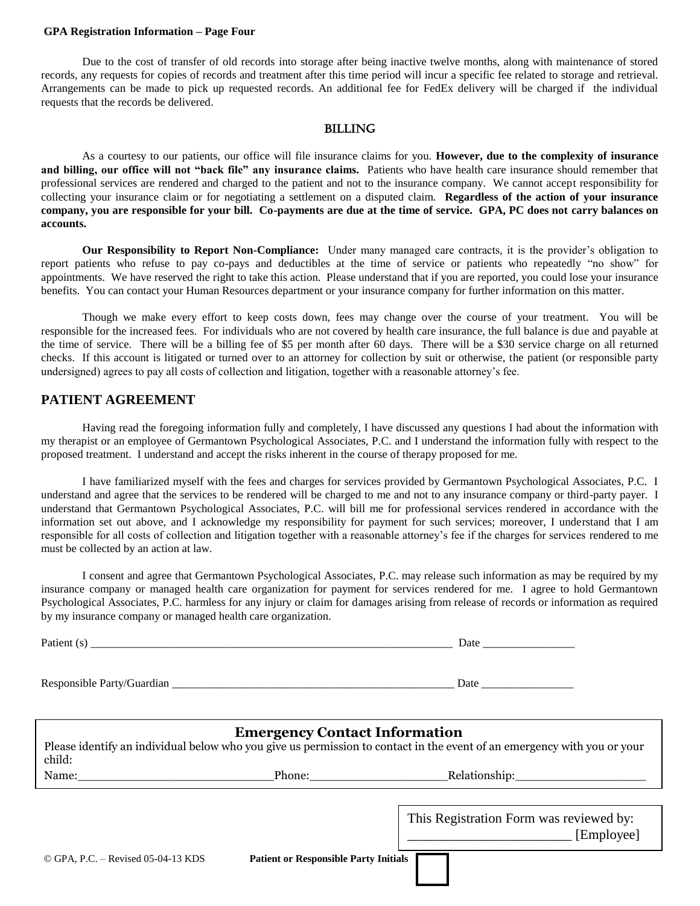Due to the cost of transfer of old records into storage after being inactive twelve months, along with maintenance of stored records, any requests for copies of records and treatment after this time period will incur a specific fee related to storage and retrieval. Arrangements can be made to pick up requested records. An additional fee for FedEx delivery will be charged if the individual requests that the records be delivered.

## BILLING

As a courtesy to our patients, our office will file insurance claims for you. **However, due to the complexity of insurance and billing, our office will not "back file" any insurance claims.** Patients who have health care insurance should remember that professional services are rendered and charged to the patient and not to the insurance company. We cannot accept responsibility for collecting your insurance claim or for negotiating a settlement on a disputed claim. **Regardless of the action of your insurance company, you are responsible for your bill. Co-payments are due at the time of service. GPA, PC does not carry balances on accounts.**

**Our Responsibility to Report Non-Compliance:** Under many managed care contracts, it is the provider's obligation to report patients who refuse to pay co-pays and deductibles at the time of service or patients who repeatedly "no show" for appointments. We have reserved the right to take this action. Please understand that if you are reported, you could lose your insurance benefits. You can contact your Human Resources department or your insurance company for further information on this matter.

Though we make every effort to keep costs down, fees may change over the course of your treatment. You will be responsible for the increased fees. For individuals who are not covered by health care insurance, the full balance is due and payable at the time of service. There will be a billing fee of $5 per month after 60 days. There will be a $30 service charge on all returned checks. If this account is litigated or turned over to an attorney for collection by suit or otherwise, the patient (or responsible party undersigned) agrees to pay all costs of collection and litigation, together with a reasonable attorney's fee.

## PATIENT AGREEMENT

Having read the foregoing information fully and completely, I have discussed any questions I had about the information with my therapist or an employee of Germantown Psychological Associates, P.C. and I understand the information fully with respect to the proposed treatment. I understand and accept the risks inherent in the course of therapy proposed for me.

I have familiarized myself with the fees and charges for services provided by Germantown Psychological Associates, P.C. I understand and agree that the services to be rendered will be charged to me and not to any insurance company or third-party payer. I understand that Germantown Psychological Associates, P.C. will bill me for professional services rendered in accordance with the information set out above, and I acknowledge my responsibility for payment for such services; moreover, I understand that I am responsible for all costs of collection and litigation together with a reasonable attorney's fee if the charges for services rendered to me must be collected by an action at law.

I consent and agree that Germantown Psychological Associates, P.C. may release such information as may be required by my insurance company or managed health care organization for payment for services rendered for me. I agree to hold Germantown Psychological Associates, P.C. harmless for any injury or claim for damages arising from release of records or information as required by my insurance company or managed health care organization.

Patient (s) ________________________________________________________________ Date ________________

Responsible Party/Guardian ____________________________________________________ Date ________________

### Emergency Contact Information

Please identify an individual below who you give us permission to contact in the event of an emergency with you or your child:

Name:______________________________ Phone:_____________________ Relationship:____________________

This Registration Form was reviewed by:
________________________ [Employee]

© GPA, P.C. – Revised 05-04-13 KDS

**Patient or Responsible Party Initials**